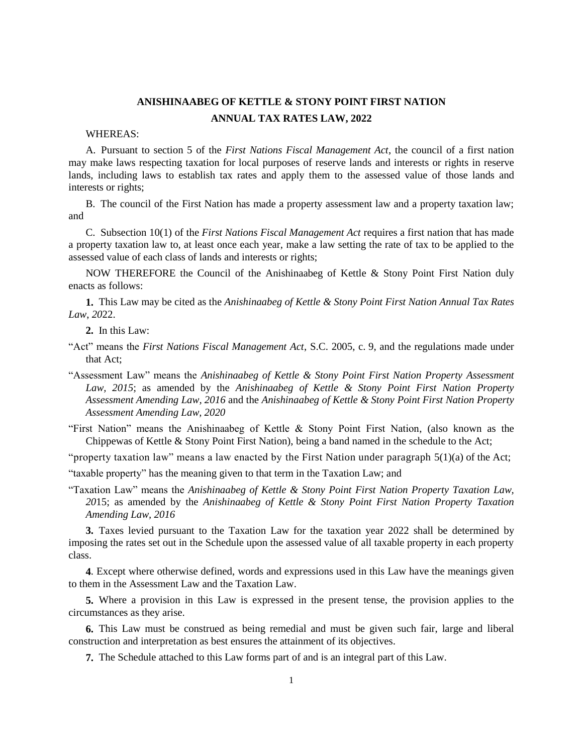# ANISHINAABEG OF KETTLE & STONY POINT FIRST NATION
# ANNUAL TAX RATES LAW, 2022

WHEREAS:

A. Pursuant to section 5 of the *First Nations Fiscal Management Act*, the council of a first nation may make laws respecting taxation for local purposes of reserve lands and interests or rights in reserve lands, including laws to establish tax rates and apply them to the assessed value of those lands and interests or rights;

B. The council of the First Nation has made a property assessment law and a property taxation law; and

C. Subsection 10(1) of the *First Nations Fiscal Management Act* requires a first nation that has made a property taxation law to, at least once each year, make a law setting the rate of tax to be applied to the assessed value of each class of lands and interests or rights;

NOW THEREFORE the Council of the Anishinaabeg of Kettle & Stony Point First Nation duly enacts as follows:

**1.** This Law may be cited as the *Anishinaabeg of Kettle & Stony Point First Nation Annual Tax Rates Law, 20*22.

**2.** In this Law:

"Act" means the *First Nations Fiscal Management Act*, S.C. 2005, c. 9, and the regulations made under that Act;

"Assessment Law" means the *Anishinaabeg of Kettle & Stony Point First Nation Property Assessment Law, 2015*; as amended by the *Anishinaabeg of Kettle & Stony Point First Nation Property Assessment Amending Law, 2016* and the *Anishinaabeg of Kettle & Stony Point First Nation Property Assessment Amending Law, 2020*

"First Nation" means the Anishinaabeg of Kettle & Stony Point First Nation, (also known as the Chippewas of Kettle & Stony Point First Nation), being a band named in the schedule to the Act;

"property taxation law" means a law enacted by the First Nation under paragraph 5(1)(a) of the Act;

"taxable property" has the meaning given to that term in the Taxation Law; and

"Taxation Law" means the *Anishinaabeg of Kettle & Stony Point First Nation Property Taxation Law, 20*15; as amended by the *Anishinaabeg of Kettle & Stony Point First Nation Property Taxation Amending Law, 2016*

**3.** Taxes levied pursuant to the Taxation Law for the taxation year 2022 shall be determined by imposing the rates set out in the Schedule upon the assessed value of all taxable property in each property class.

**4**. Except where otherwise defined, words and expressions used in this Law have the meanings given to them in the Assessment Law and the Taxation Law.

**5.** Where a provision in this Law is expressed in the present tense, the provision applies to the circumstances as they arise.

**6.** This Law must be construed as being remedial and must be given such fair, large and liberal construction and interpretation as best ensures the attainment of its objectives.

**7.** The Schedule attached to this Law forms part of and is an integral part of this Law.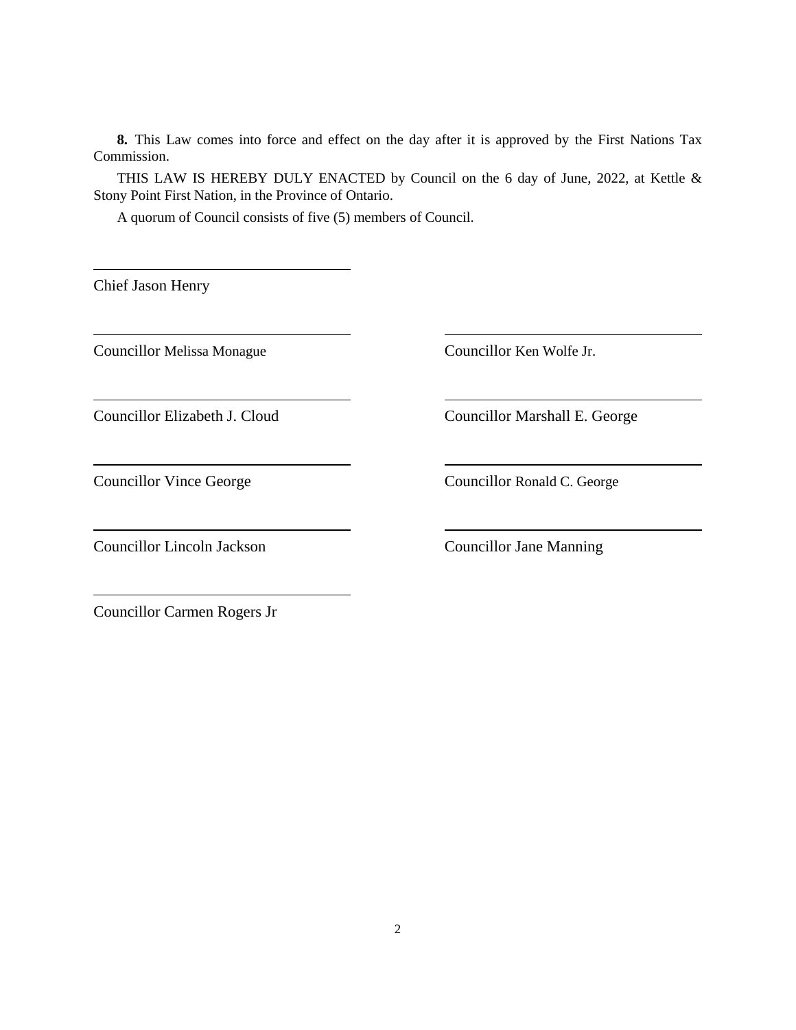**8.** This Law comes into force and effect on the day after it is approved by the First Nations Tax Commission.

THIS LAW IS HEREBY DULY ENACTED by Council on the 6 day of June, 2022, at Kettle & Stony Point First Nation, in the Province of Ontario.

A quorum of Council consists of five (5) members of Council.

\_\_\_\_\_\_\_\_\_\_\_\_\_\_\_\_\_\_\_\_\_\_\_\_\_\_\_\_\_\_\_\_

Chief Jason Henry

\_\_\_\_\_\_\_\_\_\_\_\_\_\_\_\_\_\_\_\_\_\_\_\_\_\_\_\_\_\_\_\_

Councillor Melissa Monague

\_\_\_\_\_\_\_\_\_\_\_\_\_\_\_\_\_\_\_\_\_\_\_\_\_\_\_\_\_\_\_\_

Councillor Ken Wolfe Jr.

\_\_\_\_\_\_\_\_\_\_\_\_\_\_\_\_\_\_\_\_\_\_\_\_\_\_\_\_\_\_\_\_

Councillor Elizabeth J. Cloud

\_\_\_\_\_\_\_\_\_\_\_\_\_\_\_\_\_\_\_\_\_\_\_\_\_\_\_\_\_\_\_\_

Councillor Marshall E. George

\_\_\_\_\_\_\_\_\_\_\_\_\_\_\_\_\_\_\_\_\_\_\_\_\_\_\_\_\_\_\_\_

Councillor Vince George

\_\_\_\_\_\_\_\_\_\_\_\_\_\_\_\_\_\_\_\_\_\_\_\_\_\_\_\_\_\_\_\_

Councillor Ronald C. George

\_\_\_\_\_\_\_\_\_\_\_\_\_\_\_\_\_\_\_\_\_\_\_\_\_\_\_\_\_\_\_\_

Councillor Lincoln Jackson

\_\_\_\_\_\_\_\_\_\_\_\_\_\_\_\_\_\_\_\_\_\_\_\_\_\_\_\_\_\_\_\_

Councillor Jane Manning

\_\_\_\_\_\_\_\_\_\_\_\_\_\_\_\_\_\_\_\_\_\_\_\_\_\_\_\_\_\_\_\_

Councillor Carmen Rogers Jr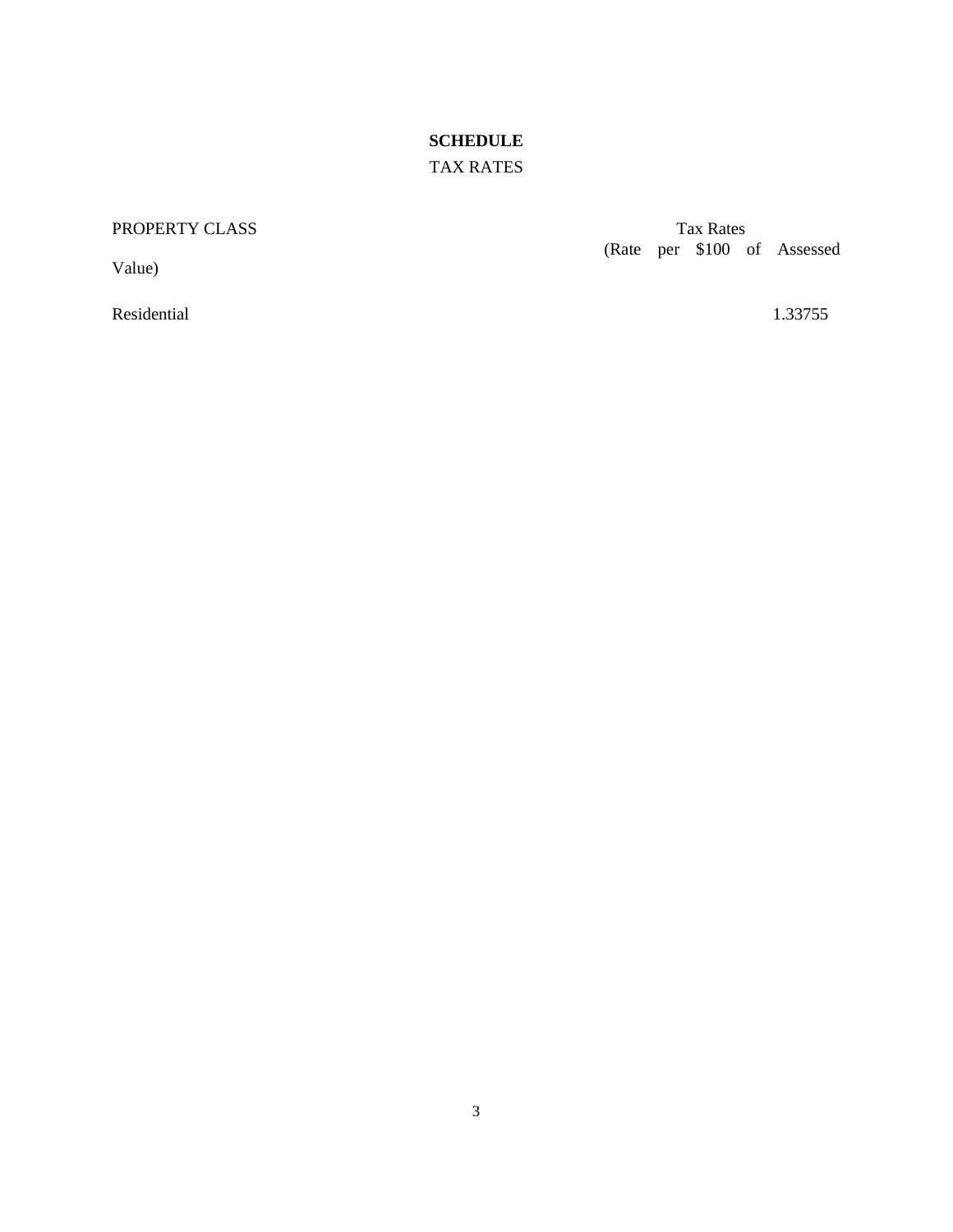**SCHEDULE**

TAX RATES

| PROPERTY CLASS | Tax Rates (Rate per $100 of Assessed Value) |
|---|---|
| Residential | 1.33755 |